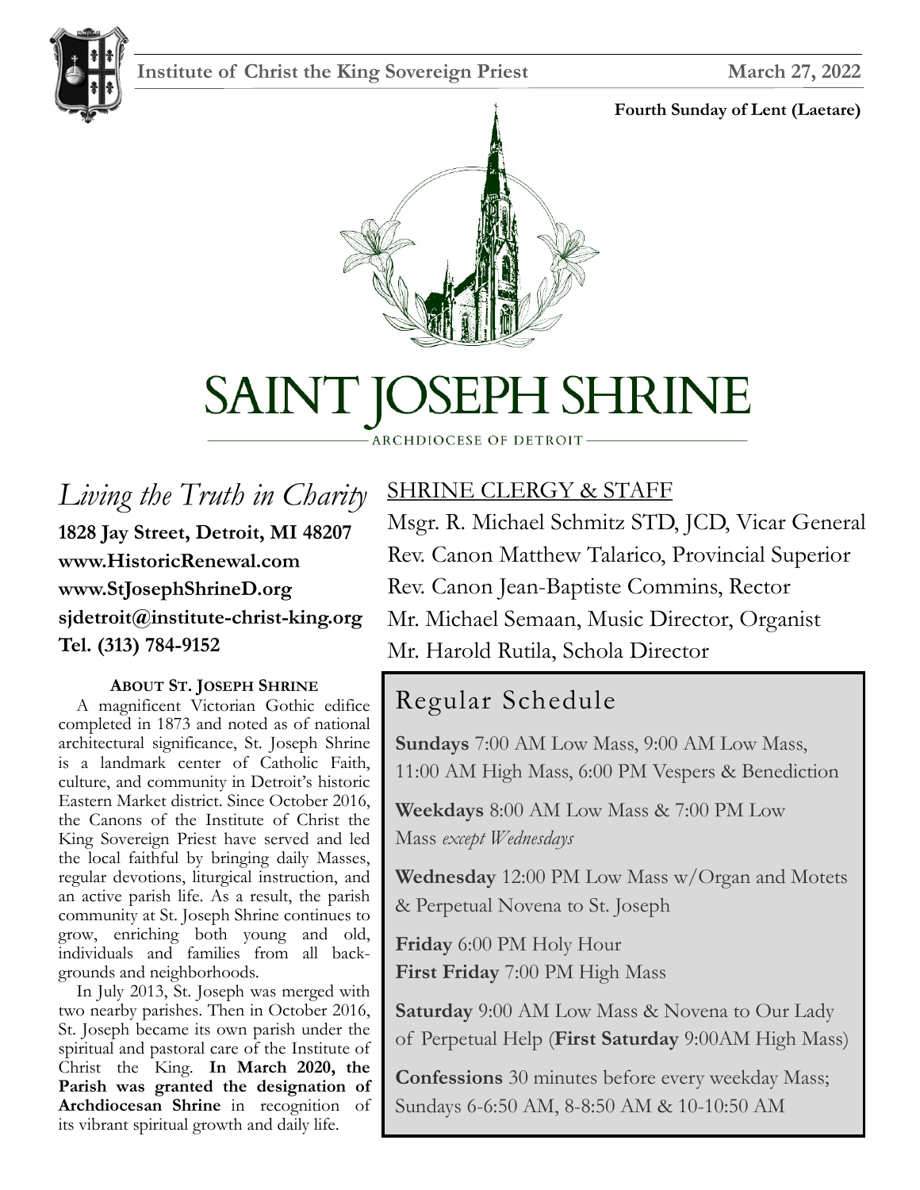**Institute of Christ the King Sovereign Priest** **March 27, 2022**

**Fourth Sunday of Lent (Laetare)**

# SAINT JOSEPH SHRINE

ARCHDIOCESE OF DETROIT

## *Living the Truth in Charity*

**1828 Jay Street, Detroit, MI 48207**
**www.HistoricRenewal.com**
**www.StJosephShrineD.org**
**sjdetroit@institute-christ-king.org**
**Tel. (313) 784-9152**

### ABOUT ST. JOSEPH SHRINE

A magnificent Victorian Gothic edifice completed in 1873 and noted as of national architectural significance, St. Joseph Shrine is a landmark center of Catholic Faith, culture, and community in Detroit's historic Eastern Market district. Since October 2016, the Canons of the Institute of Christ the King Sovereign Priest have served and led the local faithful by bringing daily Masses, regular devotions, liturgical instruction, and an active parish life. As a result, the parish community at St. Joseph Shrine continues to grow, enriching both young and old, individuals and families from all backgrounds and neighborhoods.

In July 2013, St. Joseph was merged with two nearby parishes. Then in October 2016, St. Joseph became its own parish under the spiritual and pastoral care of the Institute of Christ the King. **In March 2020, the Parish was granted the designation of Archdiocesan Shrine** in recognition of its vibrant spiritual growth and daily life.

## SHRINE CLERGY & STAFF

Msgr. R. Michael Schmitz STD, JCD, Vicar General
Rev. Canon Matthew Talarico, Provincial Superior
Rev. Canon Jean-Baptiste Commins, Rector
Mr. Michael Semaan, Music Director, Organist
Mr. Harold Rutila, Schola Director

## Regular Schedule

**Sundays** 7:00 AM Low Mass, 9:00 AM Low Mass, 11:00 AM High Mass, 6:00 PM Vespers & Benediction

**Weekdays** 8:00 AM Low Mass & 7:00 PM Low Mass *except Wednesdays*

**Wednesday** 12:00 PM Low Mass w/Organ and Motets & Perpetual Novena to St. Joseph

**Friday** 6:00 PM Holy Hour
**First Friday** 7:00 PM High Mass

**Saturday** 9:00 AM Low Mass & Novena to Our Lady of Perpetual Help (**First Saturday** 9:00AM High Mass)

**Confessions** 30 minutes before every weekday Mass; Sundays 6-6:50 AM, 8-8:50 AM & 10-10:50 AM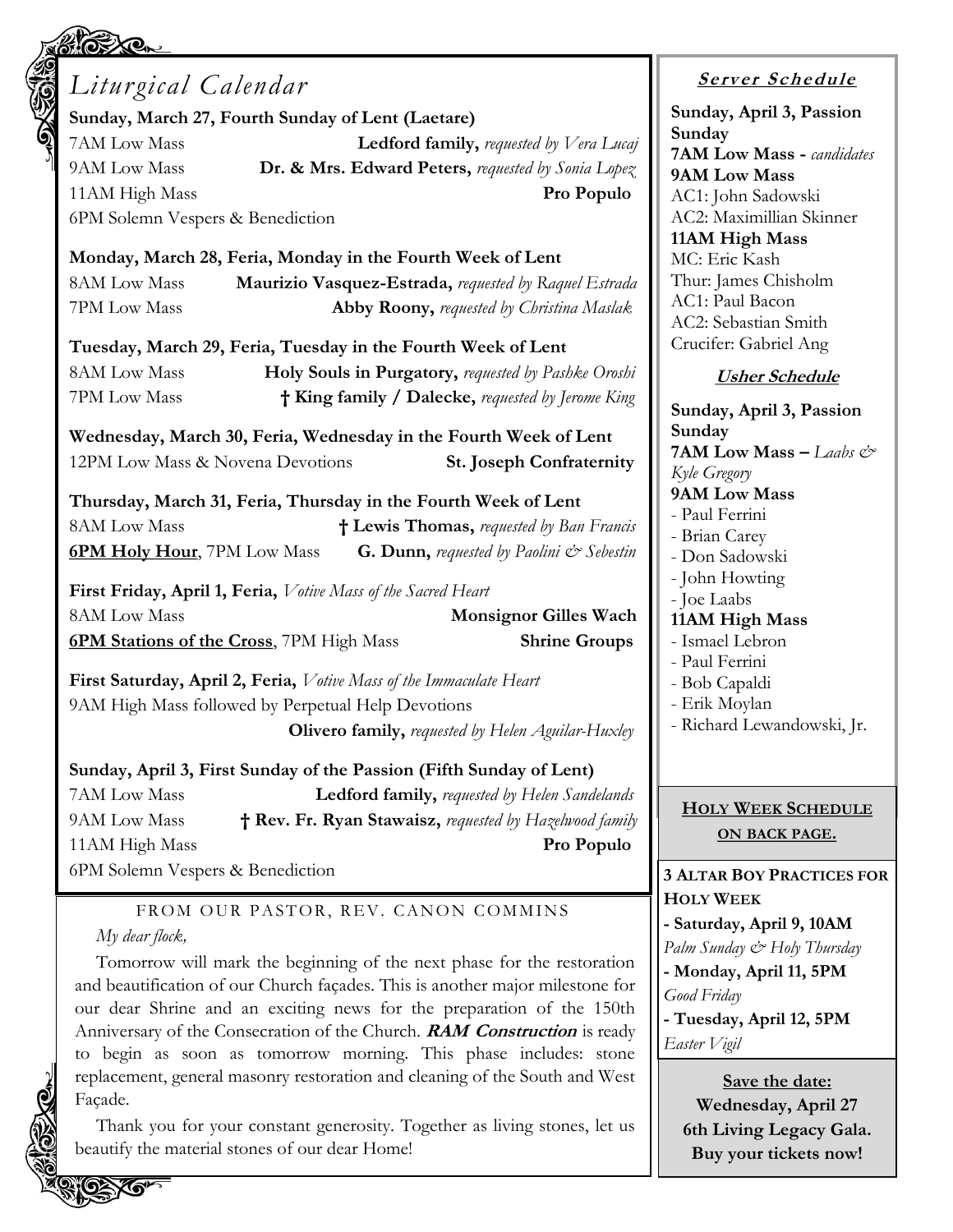# *Liturgical Calendar*

**Sunday, March 27, Fourth Sunday of Lent (Laetare)**
7AM Low Mass — **Ledford family,** *requested by Vera Lucaj*
9AM Low Mass — **Dr. & Mrs. Edward Peters,** *requested by Sonia Lopez*
11AM High Mass — **Pro Populo**
6PM Solemn Vespers & Benediction

**Monday, March 28, Feria, Monday in the Fourth Week of Lent**
8AM Low Mass — **Maurizio Vasquez-Estrada,** *requested by Raquel Estrada*
7PM Low Mass — **Abby Roony,** *requested by Christina Maslak*

**Tuesday, March 29, Feria, Tuesday in the Fourth Week of Lent**
8AM Low Mass — **Holy Souls in Purgatory,** *requested by Pashke Oroshi*
7PM Low Mass — **† King family / Dalecke,** *requested by Jerome King*

**Wednesday, March 30, Feria, Wednesday in the Fourth Week of Lent**
12PM Low Mass & Novena Devotions — **St. Joseph Confraternity**

**Thursday, March 31, Feria, Thursday in the Fourth Week of Lent**
8AM Low Mass — **† Lewis Thomas,** *requested by Ban Francis*
**6PM Holy Hour**, 7PM Low Mass — **G. Dunn,** *requested by Paolini & Sebestin*

**First Friday, April 1, Feria,** *Votive Mass of the Sacred Heart*
8AM Low Mass — **Monsignor Gilles Wach**
**6PM Stations of the Cross**, 7PM High Mass — **Shrine Groups**

**First Saturday, April 2, Feria,** *Votive Mass of the Immaculate Heart*
9AM High Mass followed by Perpetual Help Devotions
**Olivero family,** *requested by Helen Aguilar-Huxley*

**Sunday, April 3, First Sunday of the Passion (Fifth Sunday of Lent)**
7AM Low Mass — **Ledford family,** *requested by Helen Sandelands*
9AM Low Mass — **† Rev. Fr. Ryan Stawaisz,** *requested by Hazelwood family*
11AM High Mass — **Pro Populo**
6PM Solemn Vespers & Benediction

## FROM OUR PASTOR, REV. CANON COMMINS

*My dear flock,*

Tomorrow will mark the beginning of the next phase for the restoration and beautification of our Church façades. This is another major milestone for our dear Shrine and an exciting news for the preparation of the 150th Anniversary of the Consecration of the Church. ***RAM Construction*** is ready to begin as soon as tomorrow morning. This phase includes: stone replacement, general masonry restoration and cleaning of the South and West Façade.

Thank you for your constant generosity. Together as living stones, let us beautify the material stones of our dear Home!

## Server Schedule

**Sunday, April 3, Passion Sunday**
**7AM Low Mass -** *candidates*
**9AM Low Mass**
AC1: John Sadowski
AC2: Maximillian Skinner
**11AM High Mass**
MC: Eric Kash
Thur: James Chisholm
AC1: Paul Bacon
AC2: Sebastian Smith
Crucifer: Gabriel Ang

## Usher Schedule

**Sunday, April 3, Passion Sunday**
**7AM Low Mass –** *Laabs & Kyle Gregory*
**9AM Low Mass**
- Paul Ferrini
- Brian Carey
- Don Sadowski
- John Howting
- Joe Laabs

**11AM High Mass**
- Ismael Lebron
- Paul Ferrini
- Bob Capaldi
- Erik Moylan
- Richard Lewandowski, Jr.

**HOLY WEEK SCHEDULE ON BACK PAGE.**

**3 ALTAR BOY PRACTICES FOR HOLY WEEK**
- **Saturday, April 9, 10AM** *Palm Sunday & Holy Thursday*
- **Monday, April 11, 5PM** *Good Friday*
- **Tuesday, April 12, 5PM** *Easter Vigil*

**Save the date:**
**Wednesday, April 27**
**6th Living Legacy Gala.**
**Buy your tickets now!**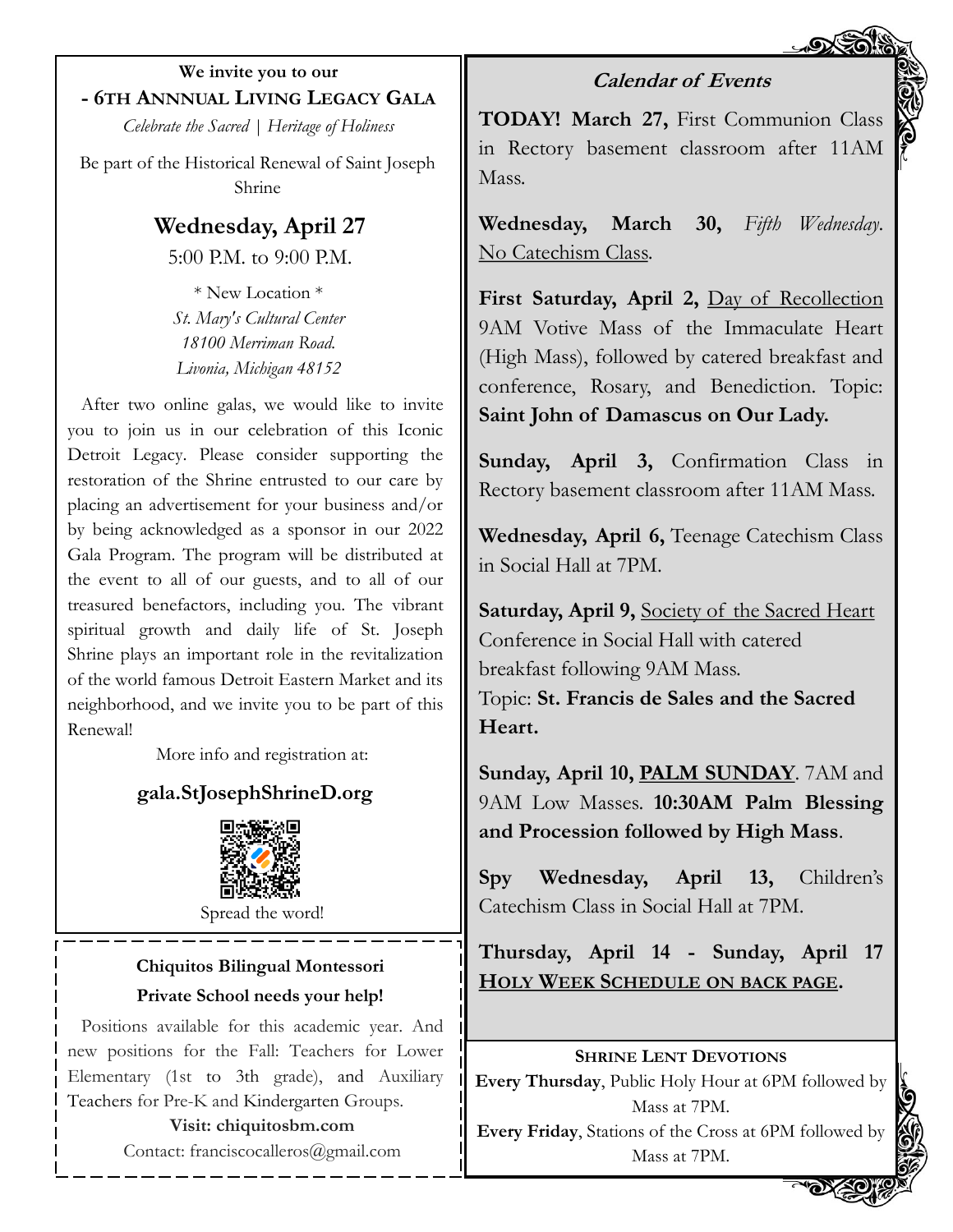We invite you to our

## - 6TH ANNNUAL LIVING LEGACY GALA

*Celebrate the Sacred | Heritage of Holiness*

Be part of the Historical Renewal of Saint Joseph Shrine

## Wednesday, April 27

5:00 P.M. to 9:00 P.M.

\* New Location \*

*St. Mary's Cultural Center*
*18100 Merriman Road.*
*Livonia, Michigan 48152*

After two online galas, we would like to invite you to join us in our celebration of this Iconic Detroit Legacy. Please consider supporting the restoration of the Shrine entrusted to our care by placing an advertisement for your business and/or by being acknowledged as a sponsor in our 2022 Gala Program. The program will be distributed at the event to all of our guests, and to all of our treasured benefactors, including you. The vibrant spiritual growth and daily life of St. Joseph Shrine plays an important role in the revitalization of the world famous Detroit Eastern Market and its neighborhood, and we invite you to be part of this Renewal!

More info and registration at:

**gala.StJosephShrineD.org**

Spread the word!

---

**Chiquitos Bilingual Montessori Private School needs your help!**

Positions available for this academic year. And new positions for the Fall: Teachers for Lower Elementary (1st to 3rd grade), and Auxiliary Teachers for Pre-K and Kindergarten Groups.

**Visit: chiquitosbm.com**

Contact: franciscocalleros@gmail.com

---

## *Calendar of Events*

**TODAY! March 27,** First Communion Class in Rectory basement classroom after 11AM Mass.

**Wednesday, March 30,** *Fifth Wednesday*. No Catechism Class.

**First Saturday, April 2,** Day of Recollection 9AM Votive Mass of the Immaculate Heart (High Mass), followed by catered breakfast and conference, Rosary, and Benediction. Topic: **Saint John of Damascus on Our Lady.**

**Sunday, April 3,** Confirmation Class in Rectory basement classroom after 11AM Mass.

**Wednesday, April 6,** Teenage Catechism Class in Social Hall at 7PM.

**Saturday, April 9,** Society of the Sacred Heart Conference in Social Hall with catered breakfast following 9AM Mass.
Topic: **St. Francis de Sales and the Sacred Heart.**

**Sunday, April 10, PALM SUNDAY**. 7AM and 9AM Low Masses. **10:30AM Palm Blessing and Procession followed by High Mass**.

**Spy Wednesday, April 13,** Children's Catechism Class in Social Hall at 7PM.

**Thursday, April 14 - Sunday, April 17 HOLY WEEK SCHEDULE ON BACK PAGE.**

**SHRINE LENT DEVOTIONS**

**Every Thursday**, Public Holy Hour at 6PM followed by Mass at 7PM.

**Every Friday**, Stations of the Cross at 6PM followed by Mass at 7PM.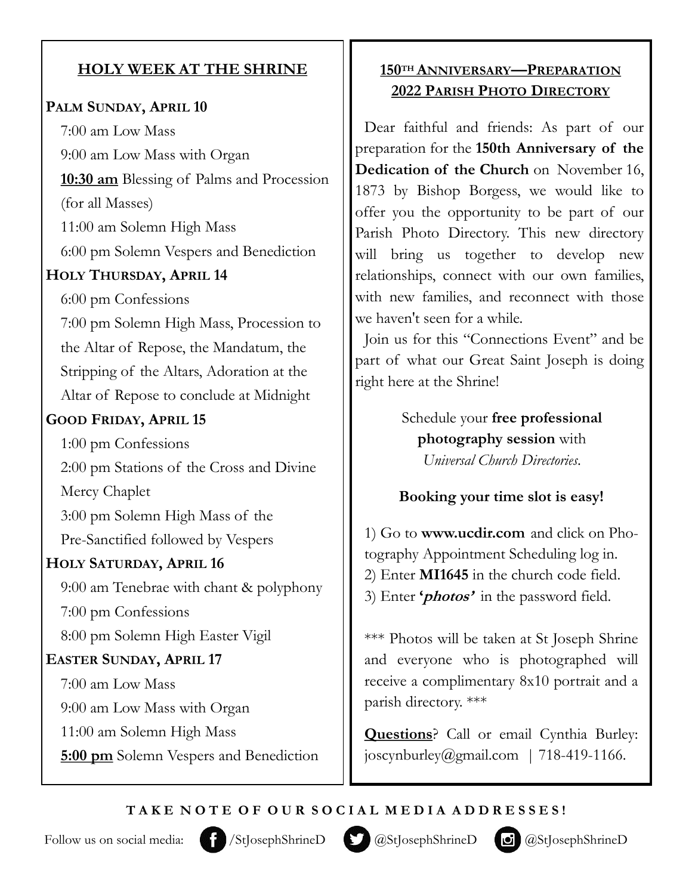## HOLY WEEK AT THE SHRINE

### Palm Sunday, April 10

7:00 am Low Mass

9:00 am Low Mass with Organ

**10:30 am** Blessing of Palms and Procession (for all Masses)

11:00 am Solemn High Mass

6:00 pm Solemn Vespers and Benediction

### Holy Thursday, April 14

6:00 pm Confessions

7:00 pm Solemn High Mass, Procession to the Altar of Repose, the Mandatum, the Stripping of the Altars, Adoration at the Altar of Repose to conclude at Midnight

### Good Friday, April 15

1:00 pm Confessions

2:00 pm Stations of the Cross and Divine Mercy Chaplet

3:00 pm Solemn High Mass of the Pre-Sanctified followed by Vespers

### Holy Saturday, April 16

9:00 am Tenebrae with chant & polyphony

7:00 pm Confessions

8:00 pm Solemn High Easter Vigil

### Easter Sunday, April 17

7:00 am Low Mass

9:00 am Low Mass with Organ

11:00 am Solemn High Mass

**5:00 pm** Solemn Vespers and Benediction

## 150th Anniversary—Preparation 2022 Parish Photo Directory

Dear faithful and friends: As part of our preparation for the **150th Anniversary of the Dedication of the Church** on November 16, 1873 by Bishop Borgess, we would like to offer you the opportunity to be part of our Parish Photo Directory. This new directory will bring us together to develop new relationships, connect with our own families, with new families, and reconnect with those we haven't seen for a while.

Join us for this "Connections Event" and be part of what our Great Saint Joseph is doing right here at the Shrine!

Schedule your **free professional photography session** with *Universal Church Directories*.

**Booking your time slot is easy!**

1) Go to **www.ucdir.com** and click on Photography Appointment Scheduling log in.
2) Enter **MI1645** in the church code field.
3) Enter **'*photos*'** in the password field.

*** Photos will be taken at St Joseph Shrine and everyone who is photographed will receive a complimentary 8x10 portrait and a parish directory. ***

**Questions**? Call or email Cynthia Burley: joscynburley@gmail.com | 718-419-1166.

**TAKE NOTE OF OUR SOCIAL MEDIA ADDRESSES!**

Follow us on social media: /StJosephShrineD @StJosephShrineD @StJosephShrineD